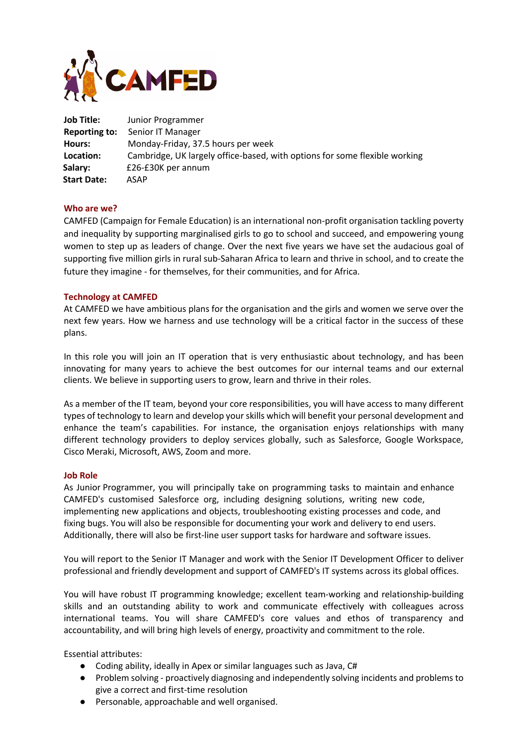CAMFED

**Job Title:** Junior Programmer
**Reporting to:** Senior IT Manager
**Hours:** Monday-Friday, 37.5 hours per week
**Location:** Cambridge, UK largely office-based, with options for some flexible working
**Salary:** £26-£30K per annum
**Start Date:** ASAP

## Who are we?

CAMFED (Campaign for Female Education) is an international non-profit organisation tackling poverty and inequality by supporting marginalised girls to go to school and succeed, and empowering young women to step up as leaders of change. Over the next five years we have set the audacious goal of supporting five million girls in rural sub-Saharan Africa to learn and thrive in school, and to create the future they imagine - for themselves, for their communities, and for Africa.

## Technology at CAMFED

At CAMFED we have ambitious plans for the organisation and the girls and women we serve over the next few years. How we harness and use technology will be a critical factor in the success of these plans.

In this role you will join an IT operation that is very enthusiastic about technology, and has been innovating for many years to achieve the best outcomes for our internal teams and our external clients. We believe in supporting users to grow, learn and thrive in their roles.

As a member of the IT team, beyond your core responsibilities, you will have access to many different types of technology to learn and develop your skills which will benefit your personal development and enhance the team's capabilities. For instance, the organisation enjoys relationships with many different technology providers to deploy services globally, such as Salesforce, Google Workspace, Cisco Meraki, Microsoft, AWS, Zoom and more.

## Job Role

As Junior Programmer, you will principally take on programming tasks to maintain and enhance CAMFED's customised Salesforce org, including designing solutions, writing new code, implementing new applications and objects, troubleshooting existing processes and code, and fixing bugs. You will also be responsible for documenting your work and delivery to end users. Additionally, there will also be first-line user support tasks for hardware and software issues.

You will report to the Senior IT Manager and work with the Senior IT Development Officer to deliver professional and friendly development and support of CAMFED's IT systems across its global offices.

You will have robust IT programming knowledge; excellent team-working and relationship-building skills and an outstanding ability to work and communicate effectively with colleagues across international teams. You will share CAMFED's core values and ethos of transparency and accountability, and will bring high levels of energy, proactivity and commitment to the role.

Essential attributes:

- Coding ability, ideally in Apex or similar languages such as Java, C#
- Problem solving - proactively diagnosing and independently solving incidents and problems to give a correct and first-time resolution
- Personable, approachable and well organised.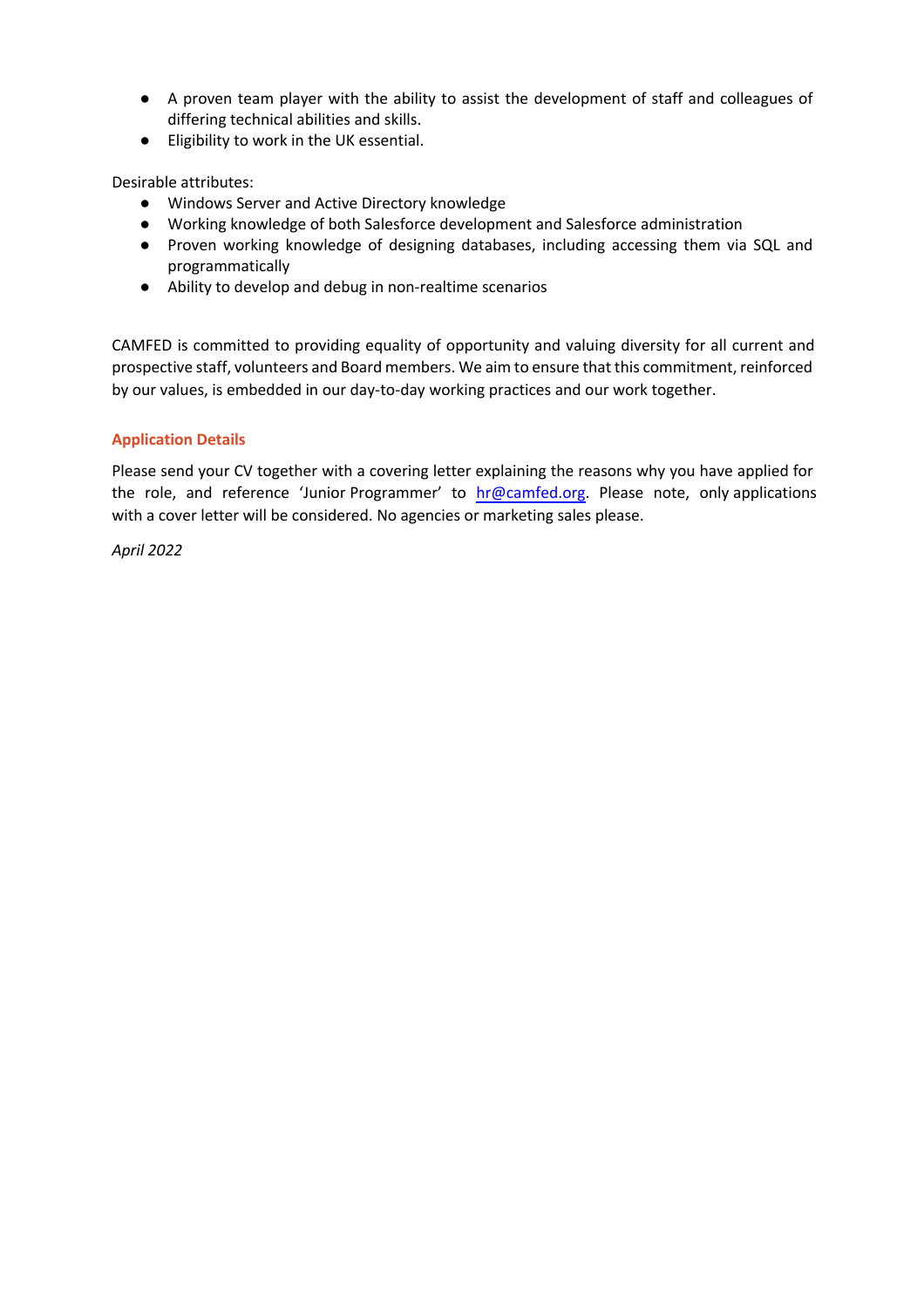- A proven team player with the ability to assist the development of staff and colleagues of differing technical abilities and skills.
- Eligibility to work in the UK essential.

Desirable attributes:

- Windows Server and Active Directory knowledge
- Working knowledge of both Salesforce development and Salesforce administration
- Proven working knowledge of designing databases, including accessing them via SQL and programmatically
- Ability to develop and debug in non-realtime scenarios

CAMFED is committed to providing equality of opportunity and valuing diversity for all current and prospective staff, volunteers and Board members. We aim to ensure that this commitment, reinforced by our values, is embedded in our day-to-day working practices and our work together.

## Application Details

Please send your CV together with a covering letter explaining the reasons why you have applied for the role, and reference 'Junior Programmer' to [hr@camfed.org](mailto:hr@camfed.org). Please note, only applications with a cover letter will be considered. No agencies or marketing sales please.

*April 2022*